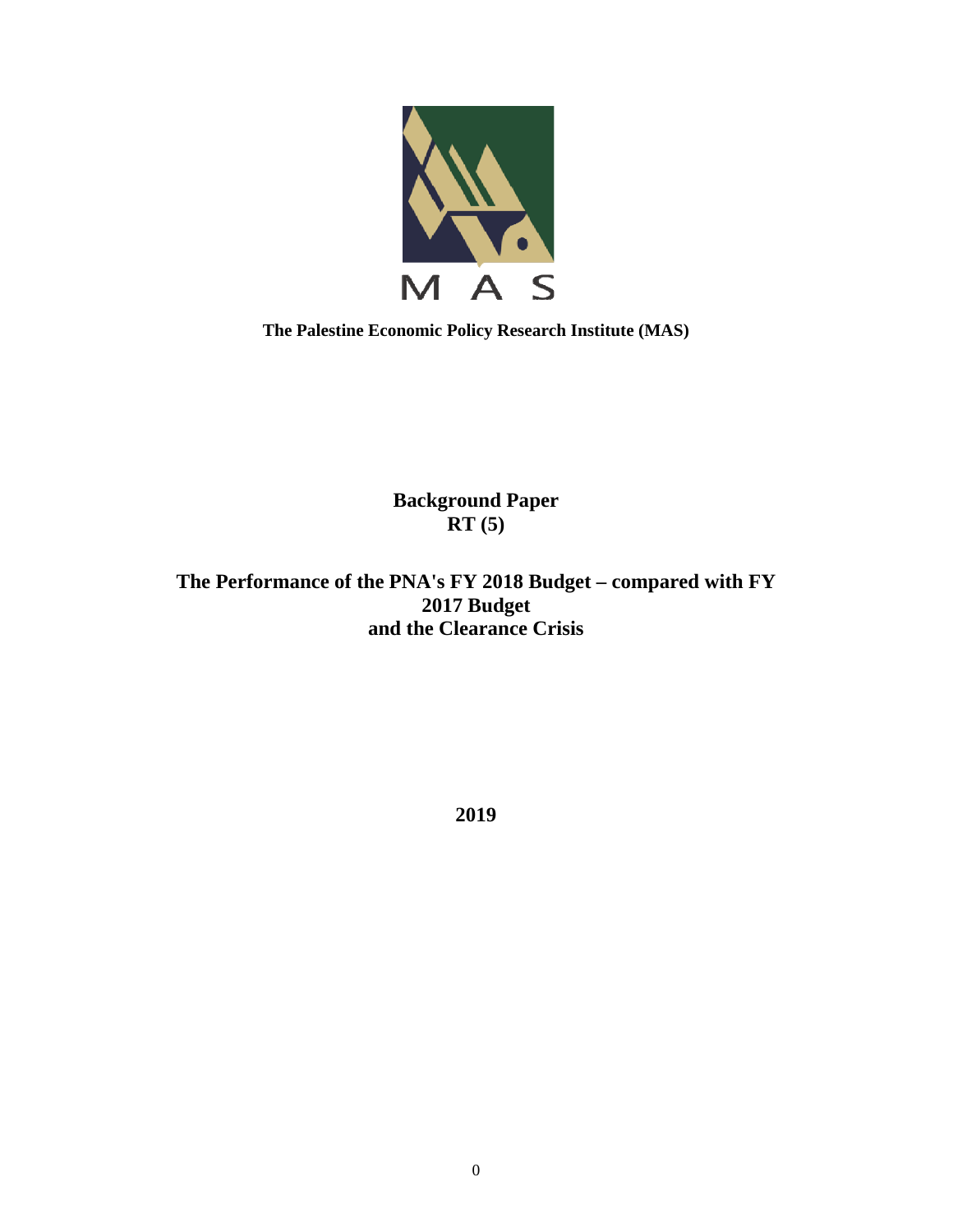MAS

**The Palestine Economic Policy Research Institute (MAS)**

**Background Paper**
**RT (5)**

# The Performance of the PNA's FY 2018 Budget – compared with FY 2017 Budget and the Clearance Crisis

**2019**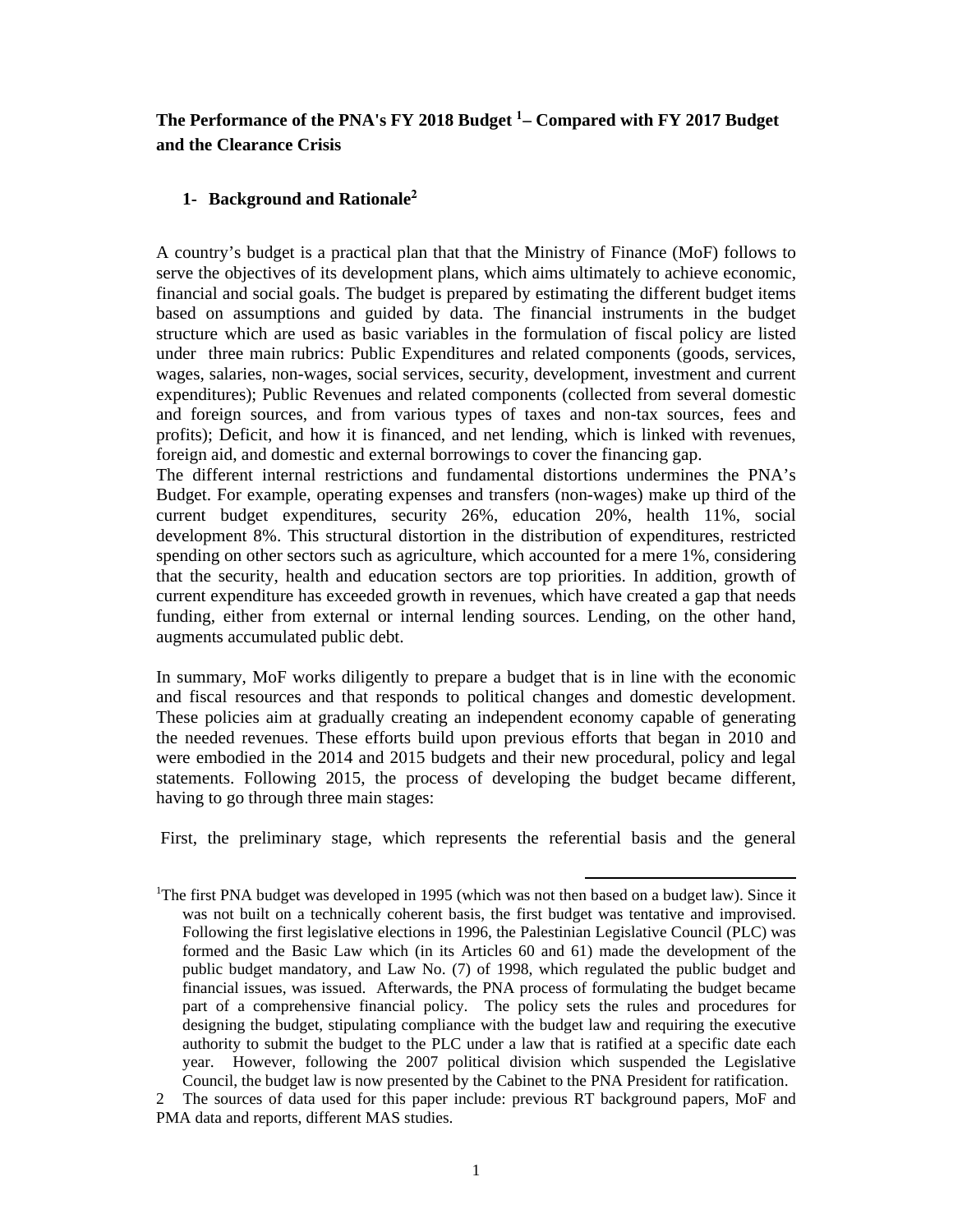## The Performance of the PNA's FY 2018 Budget [1] – Compared with FY 2017 Budget and the Clearance Crisis

### 1- Background and Rationale[2]

A country's budget is a practical plan that that the Ministry of Finance (MoF) follows to serve the objectives of its development plans, which aims ultimately to achieve economic, financial and social goals. The budget is prepared by estimating the different budget items based on assumptions and guided by data. The financial instruments in the budget structure which are used as basic variables in the formulation of fiscal policy are listed under three main rubrics: Public Expenditures and related components (goods, services, wages, salaries, non-wages, social services, security, development, investment and current expenditures); Public Revenues and related components (collected from several domestic and foreign sources, and from various types of taxes and non-tax sources, fees and profits); Deficit, and how it is financed, and net lending, which is linked with revenues, foreign aid, and domestic and external borrowings to cover the financing gap.

The different internal restrictions and fundamental distortions undermines the PNA's Budget. For example, operating expenses and transfers (non-wages) make up third of the current budget expenditures, security 26%, education 20%, health 11%, social development 8%. This structural distortion in the distribution of expenditures, restricted spending on other sectors such as agriculture, which accounted for a mere 1%, considering that the security, health and education sectors are top priorities. In addition, growth of current expenditure has exceeded growth in revenues, which have created a gap that needs funding, either from external or internal lending sources. Lending, on the other hand, augments accumulated public debt.

In summary, MoF works diligently to prepare a budget that is in line with the economic and fiscal resources and that responds to political changes and domestic development. These policies aim at gradually creating an independent economy capable of generating the needed revenues. These efforts build upon previous efforts that began in 2010 and were embodied in the 2014 and 2015 budgets and their new procedural, policy and legal statements. Following 2015, the process of developing the budget became different, having to go through three main stages:

First, the preliminary stage, which represents the referential basis and the general

---

[1] The first PNA budget was developed in 1995 (which was not then based on a budget law). Since it was not built on a technically coherent basis, the first budget was tentative and improvised. Following the first legislative elections in 1996, the Palestinian Legislative Council (PLC) was formed and the Basic Law which (in its Articles 60 and 61) made the development of the public budget mandatory, and Law No. (7) of 1998, which regulated the public budget and financial issues, was issued. Afterwards, the PNA process of formulating the budget became part of a comprehensive financial policy. The policy sets the rules and procedures for designing the budget, stipulating compliance with the budget law and requiring the executive authority to submit the budget to the PLC under a law that is ratified at a specific date each year. However, following the 2007 political division which suspended the Legislative Council, the budget law is now presented by the Cabinet to the PNA President for ratification.

[2] The sources of data used for this paper include: previous RT background papers, MoF and PMA data and reports, different MAS studies.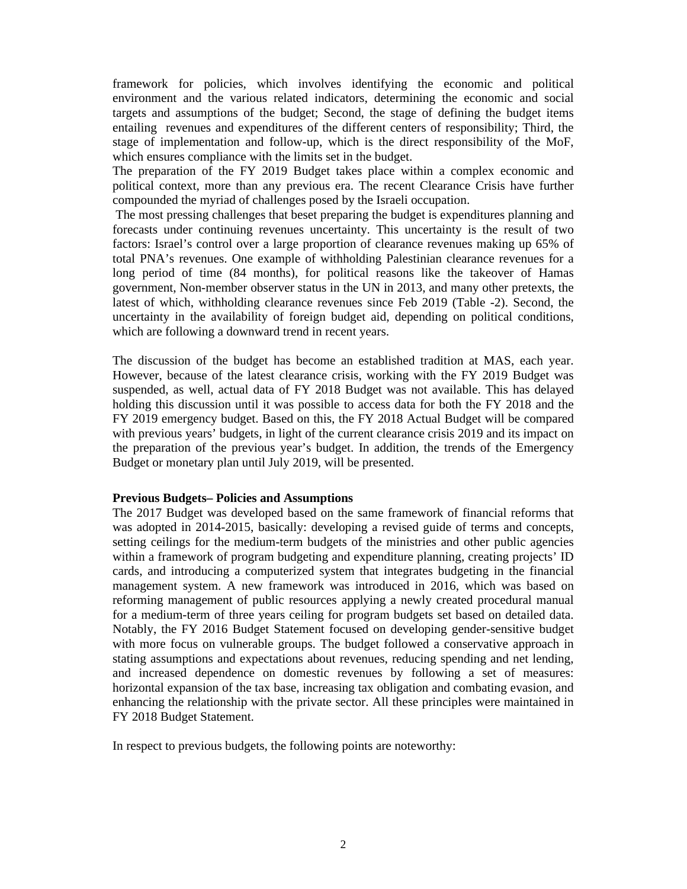framework for policies, which involves identifying the economic and political environment and the various related indicators, determining the economic and social targets and assumptions of the budget; Second, the stage of defining the budget items entailing revenues and expenditures of the different centers of responsibility; Third, the stage of implementation and follow-up, which is the direct responsibility of the MoF, which ensures compliance with the limits set in the budget.

The preparation of the FY 2019 Budget takes place within a complex economic and political context, more than any previous era. The recent Clearance Crisis have further compounded the myriad of challenges posed by the Israeli occupation.

The most pressing challenges that beset preparing the budget is expenditures planning and forecasts under continuing revenues uncertainty. This uncertainty is the result of two factors: Israel's control over a large proportion of clearance revenues making up 65% of total PNA's revenues. One example of withholding Palestinian clearance revenues for a long period of time (84 months), for political reasons like the takeover of Hamas government, Non-member observer status in the UN in 2013, and many other pretexts, the latest of which, withholding clearance revenues since Feb 2019 (Table -2). Second, the uncertainty in the availability of foreign budget aid, depending on political conditions, which are following a downward trend in recent years.

The discussion of the budget has become an established tradition at MAS, each year. However, because of the latest clearance crisis, working with the FY 2019 Budget was suspended, as well, actual data of FY 2018 Budget was not available. This has delayed holding this discussion until it was possible to access data for both the FY 2018 and the FY 2019 emergency budget. Based on this, the FY 2018 Actual Budget will be compared with previous years' budgets, in light of the current clearance crisis 2019 and its impact on the preparation of the previous year's budget. In addition, the trends of the Emergency Budget or monetary plan until July 2019, will be presented.

**Previous Budgets– Policies and Assumptions**

The 2017 Budget was developed based on the same framework of financial reforms that was adopted in 2014-2015, basically: developing a revised guide of terms and concepts, setting ceilings for the medium-term budgets of the ministries and other public agencies within a framework of program budgeting and expenditure planning, creating projects' ID cards, and introducing a computerized system that integrates budgeting in the financial management system. A new framework was introduced in 2016, which was based on reforming management of public resources applying a newly created procedural manual for a medium-term of three years ceiling for program budgets set based on detailed data. Notably, the FY 2016 Budget Statement focused on developing gender-sensitive budget with more focus on vulnerable groups. The budget followed a conservative approach in stating assumptions and expectations about revenues, reducing spending and net lending, and increased dependence on domestic revenues by following a set of measures: horizontal expansion of the tax base, increasing tax obligation and combating evasion, and enhancing the relationship with the private sector. All these principles were maintained in FY 2018 Budget Statement.

In respect to previous budgets, the following points are noteworthy: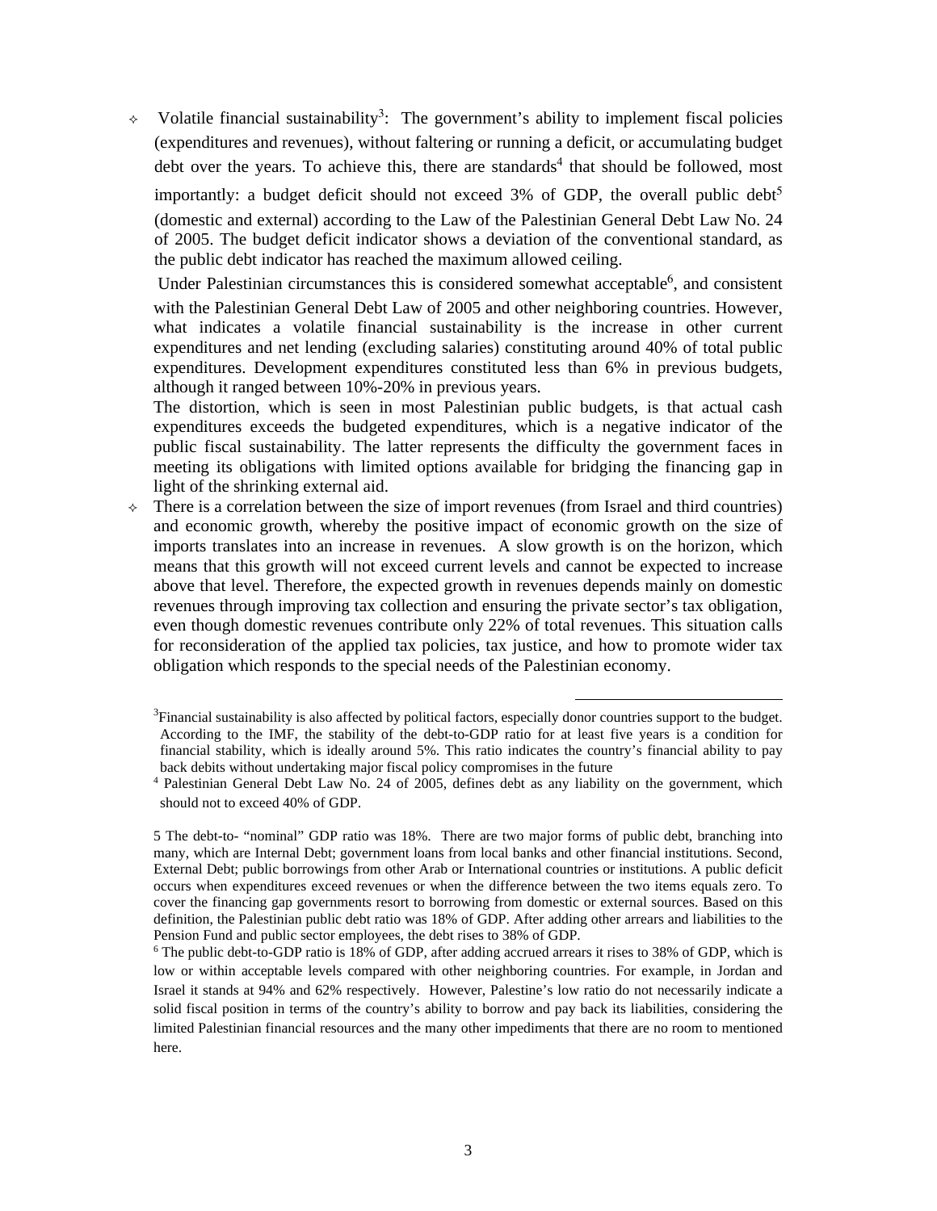- Volatile financial sustainability[3]: The government's ability to implement fiscal policies (expenditures and revenues), without faltering or running a deficit, or accumulating budget debt over the years. To achieve this, there are standards[4] that should be followed, most importantly: a budget deficit should not exceed 3% of GDP, the overall public debt[5] (domestic and external) according to the Law of the Palestinian General Debt Law No. 24 of 2005. The budget deficit indicator shows a deviation of the conventional standard, as the public debt indicator has reached the maximum allowed ceiling.

  Under Palestinian circumstances this is considered somewhat acceptable[6], and consistent with the Palestinian General Debt Law of 2005 and other neighboring countries. However, what indicates a volatile financial sustainability is the increase in other current expenditures and net lending (excluding salaries) constituting around 40% of total public expenditures. Development expenditures constituted less than 6% in previous budgets, although it ranged between 10%-20% in previous years.

  The distortion, which is seen in most Palestinian public budgets, is that actual cash expenditures exceeds the budgeted expenditures, which is a negative indicator of the public fiscal sustainability. The latter represents the difficulty the government faces in meeting its obligations with limited options available for bridging the financing gap in light of the shrinking external aid.

- There is a correlation between the size of import revenues (from Israel and third countries) and economic growth, whereby the positive impact of economic growth on the size of imports translates into an increase in revenues. A slow growth is on the horizon, which means that this growth will not exceed current levels and cannot be expected to increase above that level. Therefore, the expected growth in revenues depends mainly on domestic revenues through improving tax collection and ensuring the private sector's tax obligation, even though domestic revenues contribute only 22% of total revenues. This situation calls for reconsideration of the applied tax policies, tax justice, and how to promote wider tax obligation which responds to the special needs of the Palestinian economy.

---

[3] Financial sustainability is also affected by political factors, especially donor countries support to the budget. According to the IMF, the stability of the debt-to-GDP ratio for at least five years is a condition for financial stability, which is ideally around 5%. This ratio indicates the country's financial ability to pay back debits without undertaking major fiscal policy compromises in the future

[4] Palestinian General Debt Law No. 24 of 2005, defines debt as any liability on the government, which should not to exceed 40% of GDP.

[5] The debt-to- "nominal" GDP ratio was 18%. There are two major forms of public debt, branching into many, which are Internal Debt; government loans from local banks and other financial institutions. Second, External Debt; public borrowings from other Arab or International countries or institutions. A public deficit occurs when expenditures exceed revenues or when the difference between the two items equals zero. To cover the financing gap governments resort to borrowing from domestic or external sources. Based on this definition, the Palestinian public debt ratio was 18% of GDP. After adding other arrears and liabilities to the Pension Fund and public sector employees, the debt rises to 38% of GDP.

[6] The public debt-to-GDP ratio is 18% of GDP, after adding accrued arrears it rises to 38% of GDP, which is low or within acceptable levels compared with other neighboring countries. For example, in Jordan and Israel it stands at 94% and 62% respectively. However, Palestine's low ratio do not necessarily indicate a solid fiscal position in terms of the country's ability to borrow and pay back its liabilities, considering the limited Palestinian financial resources and the many other impediments that there are no room to mentioned here.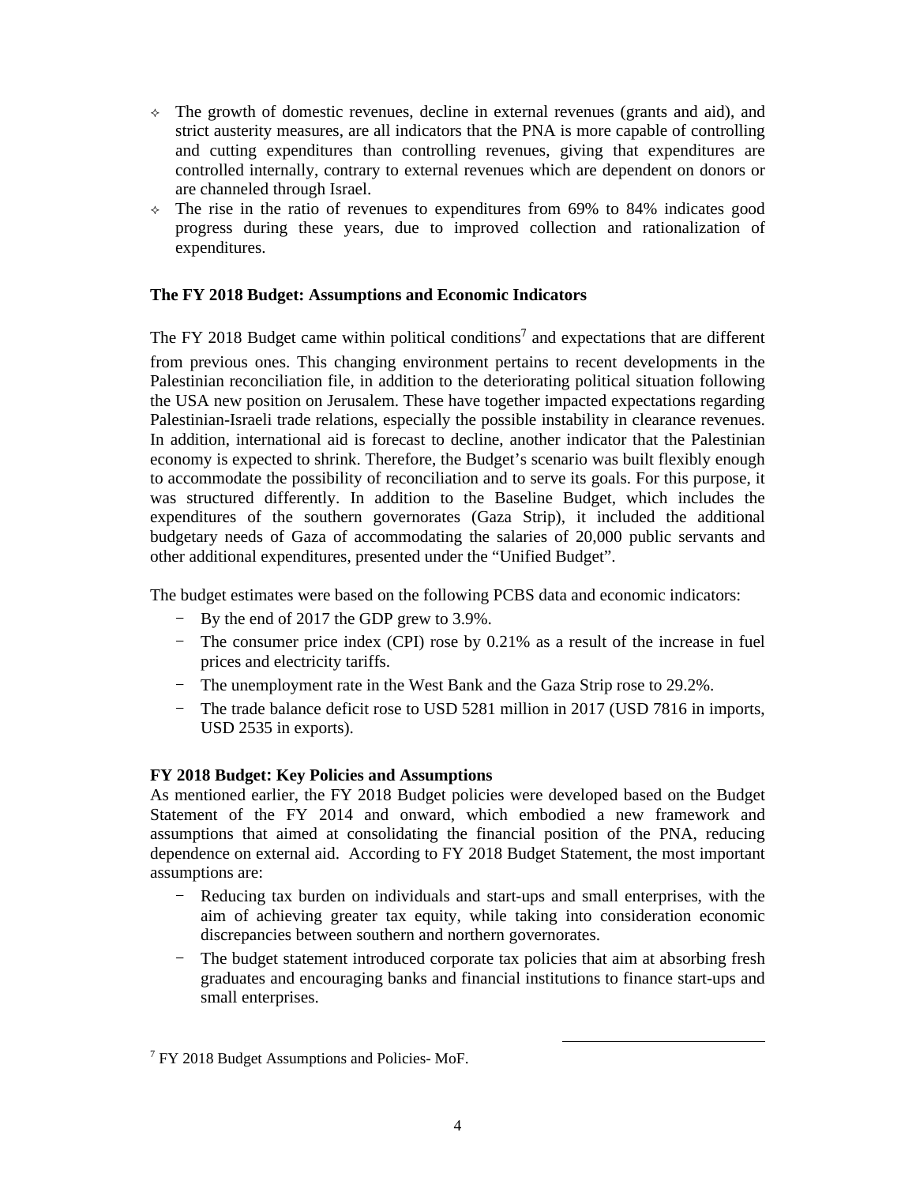- The growth of domestic revenues, decline in external revenues (grants and aid), and strict austerity measures, are all indicators that the PNA is more capable of controlling and cutting expenditures than controlling revenues, giving that expenditures are controlled internally, contrary to external revenues which are dependent on donors or are channeled through Israel.
- The rise in the ratio of revenues to expenditures from 69% to 84% indicates good progress during these years, due to improved collection and rationalization of expenditures.

**The FY 2018 Budget: Assumptions and Economic Indicators**

The FY 2018 Budget came within political conditions[7] and expectations that are different from previous ones. This changing environment pertains to recent developments in the Palestinian reconciliation file, in addition to the deteriorating political situation following the USA new position on Jerusalem. These have together impacted expectations regarding Palestinian-Israeli trade relations, especially the possible instability in clearance revenues. In addition, international aid is forecast to decline, another indicator that the Palestinian economy is expected to shrink. Therefore, the Budget's scenario was built flexibly enough to accommodate the possibility of reconciliation and to serve its goals. For this purpose, it was structured differently. In addition to the Baseline Budget, which includes the expenditures of the southern governorates (Gaza Strip), it included the additional budgetary needs of Gaza of accommodating the salaries of 20,000 public servants and other additional expenditures, presented under the "Unified Budget".

The budget estimates were based on the following PCBS data and economic indicators:

- By the end of 2017 the GDP grew to 3.9%.
- The consumer price index (CPI) rose by 0.21% as a result of the increase in fuel prices and electricity tariffs.
- The unemployment rate in the West Bank and the Gaza Strip rose to 29.2%.
- The trade balance deficit rose to USD 5281 million in 2017 (USD 7816 in imports, USD 2535 in exports).

**FY 2018 Budget: Key Policies and Assumptions**

As mentioned earlier, the FY 2018 Budget policies were developed based on the Budget Statement of the FY 2014 and onward, which embodied a new framework and assumptions that aimed at consolidating the financial position of the PNA, reducing dependence on external aid. According to FY 2018 Budget Statement, the most important assumptions are:

- Reducing tax burden on individuals and start-ups and small enterprises, with the aim of achieving greater tax equity, while taking into consideration economic discrepancies between southern and northern governorates.
- The budget statement introduced corporate tax policies that aim at absorbing fresh graduates and encouraging banks and financial institutions to finance start-ups and small enterprises.

[7] FY 2018 Budget Assumptions and Policies- MoF.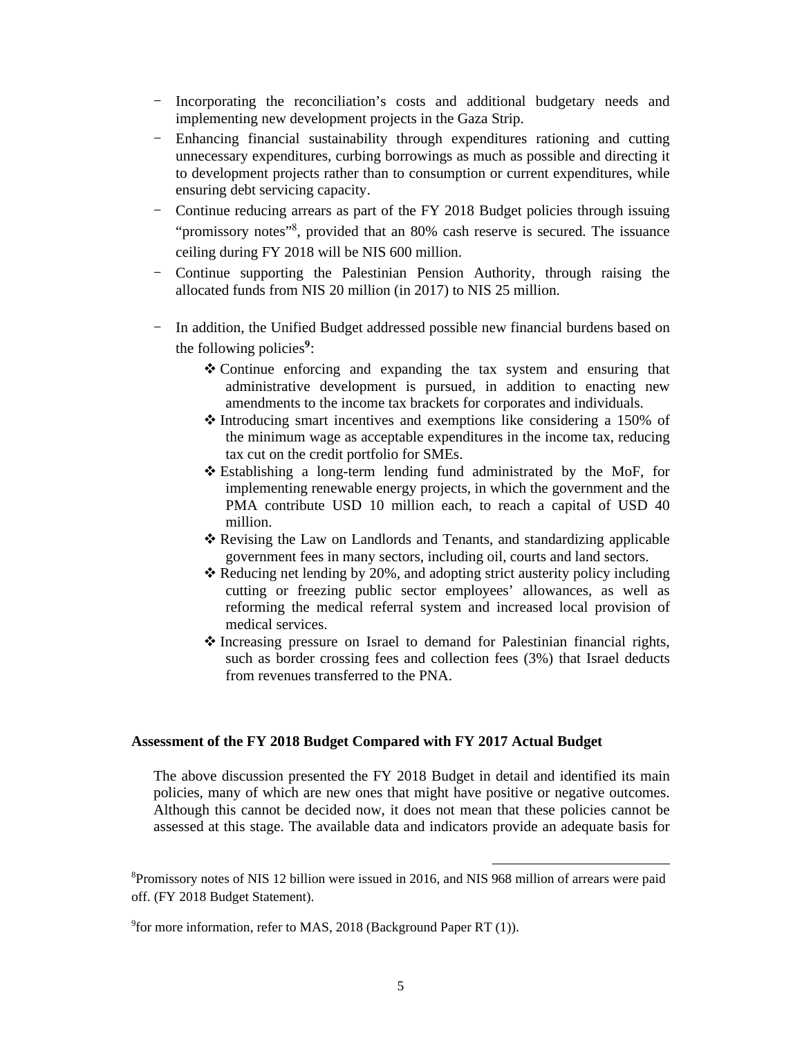- Incorporating the reconciliation's costs and additional budgetary needs and implementing new development projects in the Gaza Strip.
- Enhancing financial sustainability through expenditures rationing and cutting unnecessary expenditures, curbing borrowings as much as possible and directing it to development projects rather than to consumption or current expenditures, while ensuring debt servicing capacity.
- Continue reducing arrears as part of the FY 2018 Budget policies through issuing "promissory notes"[8], provided that an 80% cash reserve is secured. The issuance ceiling during FY 2018 will be NIS 600 million.
- Continue supporting the Palestinian Pension Authority, through raising the allocated funds from NIS 20 million (in 2017) to NIS 25 million.
- In addition, the Unified Budget addressed possible new financial burdens based on the following policies[9]:
  - ❖ Continue enforcing and expanding the tax system and ensuring that administrative development is pursued, in addition to enacting new amendments to the income tax brackets for corporates and individuals.
  - ❖ Introducing smart incentives and exemptions like considering a 150% of the minimum wage as acceptable expenditures in the income tax, reducing tax cut on the credit portfolio for SMEs.
  - ❖ Establishing a long-term lending fund administrated by the MoF, for implementing renewable energy projects, in which the government and the PMA contribute USD 10 million each, to reach a capital of USD 40 million.
  - ❖ Revising the Law on Landlords and Tenants, and standardizing applicable government fees in many sectors, including oil, courts and land sectors.
  - ❖ Reducing net lending by 20%, and adopting strict austerity policy including cutting or freezing public sector employees' allowances, as well as reforming the medical referral system and increased local provision of medical services.
  - ❖ Increasing pressure on Israel to demand for Palestinian financial rights, such as border crossing fees and collection fees (3%) that Israel deducts from revenues transferred to the PNA.

**Assessment of the FY 2018 Budget Compared with FY 2017 Actual Budget**

The above discussion presented the FY 2018 Budget in detail and identified its main policies, many of which are new ones that might have positive or negative outcomes. Although this cannot be decided now, it does not mean that these policies cannot be assessed at this stage. The available data and indicators provide an adequate basis for

---

[8] Promissory notes of NIS 12 billion were issued in 2016, and NIS 968 million of arrears were paid off. (FY 2018 Budget Statement).

[9] for more information, refer to MAS, 2018 (Background Paper RT (1)).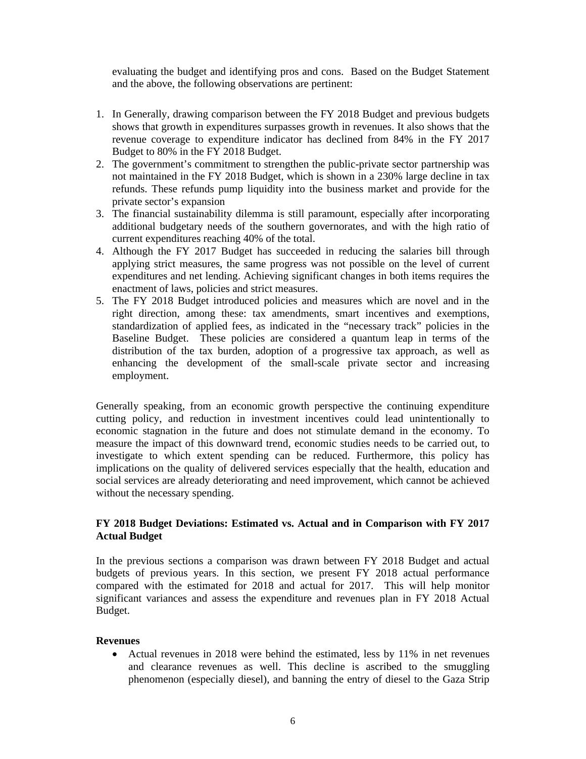evaluating the budget and identifying pros and cons. Based on the Budget Statement and the above, the following observations are pertinent:

1. In Generally, drawing comparison between the FY 2018 Budget and previous budgets shows that growth in expenditures surpasses growth in revenues. It also shows that the revenue coverage to expenditure indicator has declined from 84% in the FY 2017 Budget to 80% in the FY 2018 Budget.
2. The government's commitment to strengthen the public-private sector partnership was not maintained in the FY 2018 Budget, which is shown in a 230% large decline in tax refunds. These refunds pump liquidity into the business market and provide for the private sector's expansion
3. The financial sustainability dilemma is still paramount, especially after incorporating additional budgetary needs of the southern governorates, and with the high ratio of current expenditures reaching 40% of the total.
4. Although the FY 2017 Budget has succeeded in reducing the salaries bill through applying strict measures, the same progress was not possible on the level of current expenditures and net lending. Achieving significant changes in both items requires the enactment of laws, policies and strict measures.
5. The FY 2018 Budget introduced policies and measures which are novel and in the right direction, among these: tax amendments, smart incentives and exemptions, standardization of applied fees, as indicated in the "necessary track" policies in the Baseline Budget. These policies are considered a quantum leap in terms of the distribution of the tax burden, adoption of a progressive tax approach, as well as enhancing the development of the small-scale private sector and increasing employment.

Generally speaking, from an economic growth perspective the continuing expenditure cutting policy, and reduction in investment incentives could lead unintentionally to economic stagnation in the future and does not stimulate demand in the economy. To measure the impact of this downward trend, economic studies needs to be carried out, to investigate to which extent spending can be reduced. Furthermore, this policy has implications on the quality of delivered services especially that the health, education and social services are already deteriorating and need improvement, which cannot be achieved without the necessary spending.

**FY 2018 Budget Deviations: Estimated vs. Actual and in Comparison with FY 2017 Actual Budget**

In the previous sections a comparison was drawn between FY 2018 Budget and actual budgets of previous years. In this section, we present FY 2018 actual performance compared with the estimated for 2018 and actual for 2017. This will help monitor significant variances and assess the expenditure and revenues plan in FY 2018 Actual Budget.

**Revenues**

- Actual revenues in 2018 were behind the estimated, less by 11% in net revenues and clearance revenues as well. This decline is ascribed to the smuggling phenomenon (especially diesel), and banning the entry of diesel to the Gaza Strip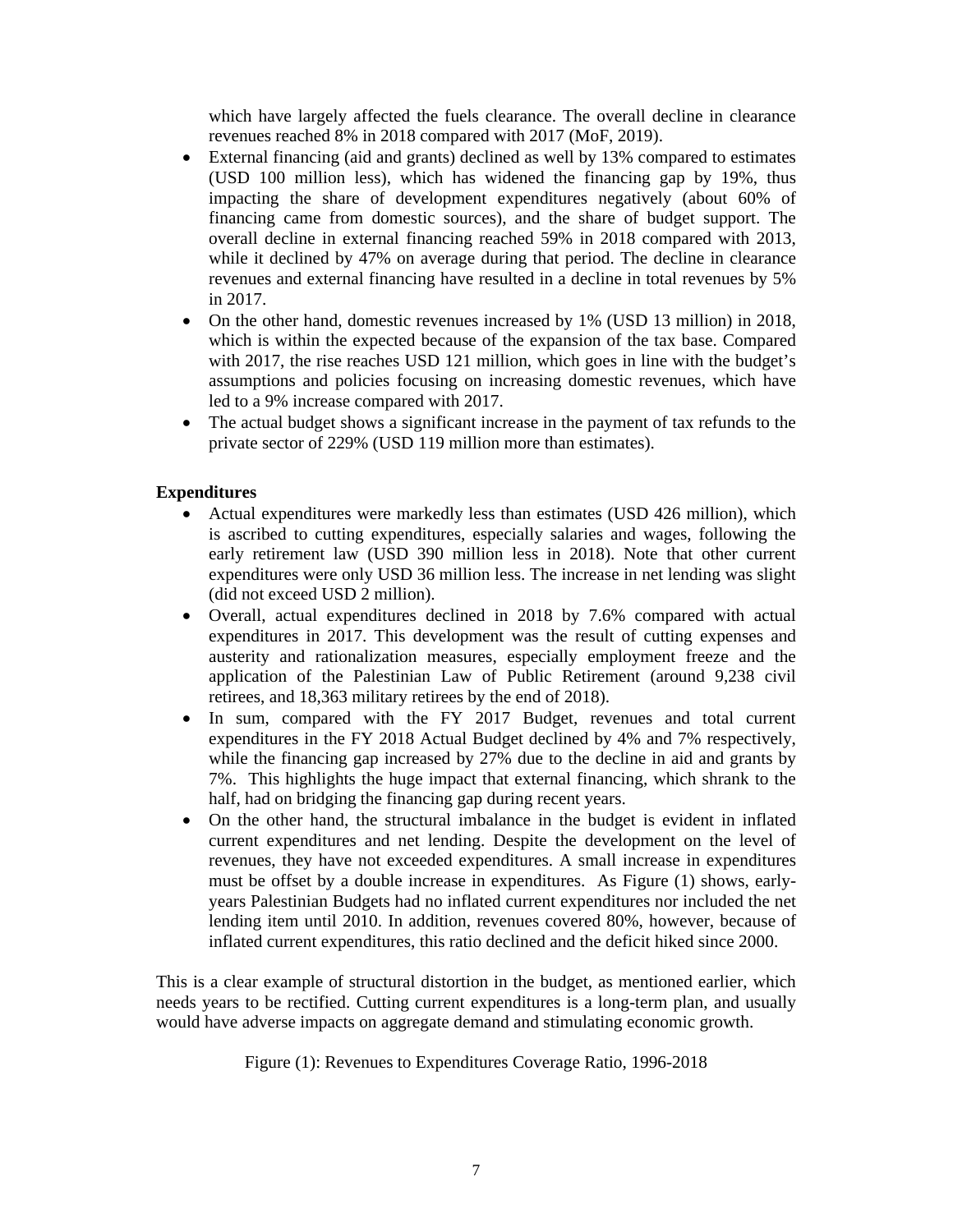which have largely affected the fuels clearance. The overall decline in clearance revenues reached 8% in 2018 compared with 2017 (MoF, 2019).

- External financing (aid and grants) declined as well by 13% compared to estimates (USD 100 million less), which has widened the financing gap by 19%, thus impacting the share of development expenditures negatively (about 60% of financing came from domestic sources), and the share of budget support. The overall decline in external financing reached 59% in 2018 compared with 2013, while it declined by 47% on average during that period. The decline in clearance revenues and external financing have resulted in a decline in total revenues by 5% in 2017.
- On the other hand, domestic revenues increased by 1% (USD 13 million) in 2018, which is within the expected because of the expansion of the tax base. Compared with 2017, the rise reaches USD 121 million, which goes in line with the budget's assumptions and policies focusing on increasing domestic revenues, which have led to a 9% increase compared with 2017.
- The actual budget shows a significant increase in the payment of tax refunds to the private sector of 229% (USD 119 million more than estimates).

**Expenditures**

- Actual expenditures were markedly less than estimates (USD 426 million), which is ascribed to cutting expenditures, especially salaries and wages, following the early retirement law (USD 390 million less in 2018). Note that other current expenditures were only USD 36 million less. The increase in net lending was slight (did not exceed USD 2 million).
- Overall, actual expenditures declined in 2018 by 7.6% compared with actual expenditures in 2017. This development was the result of cutting expenses and austerity and rationalization measures, especially employment freeze and the application of the Palestinian Law of Public Retirement (around 9,238 civil retirees, and 18,363 military retirees by the end of 2018).
- In sum, compared with the FY 2017 Budget, revenues and total current expenditures in the FY 2018 Actual Budget declined by 4% and 7% respectively, while the financing gap increased by 27% due to the decline in aid and grants by 7%. This highlights the huge impact that external financing, which shrank to the half, had on bridging the financing gap during recent years.
- On the other hand, the structural imbalance in the budget is evident in inflated current expenditures and net lending. Despite the development on the level of revenues, they have not exceeded expenditures. A small increase in expenditures must be offset by a double increase in expenditures. As Figure (1) shows, early-years Palestinian Budgets had no inflated current expenditures nor included the net lending item until 2010. In addition, revenues covered 80%, however, because of inflated current expenditures, this ratio declined and the deficit hiked since 2000.

This is a clear example of structural distortion in the budget, as mentioned earlier, which needs years to be rectified. Cutting current expenditures is a long-term plan, and usually would have adverse impacts on aggregate demand and stimulating economic growth.

Figure (1): Revenues to Expenditures Coverage Ratio, 1996-2018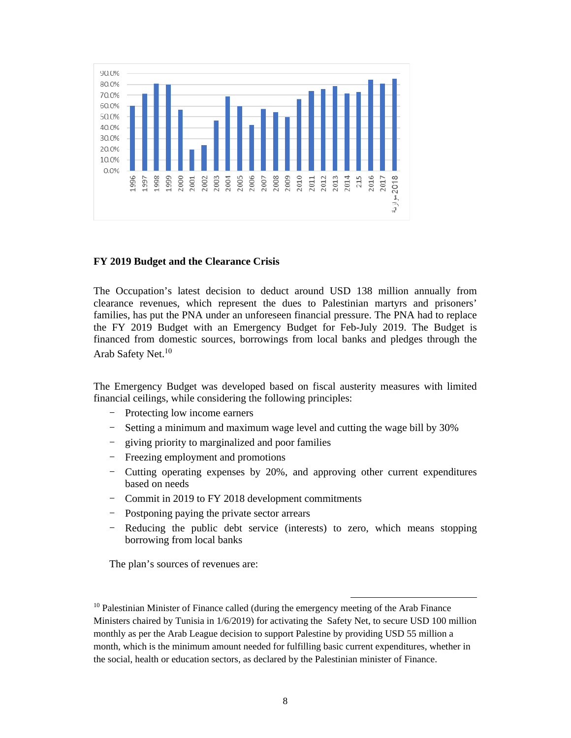**FY 2019 Budget and the Clearance Crisis**

The Occupation's latest decision to deduct around USD 138 million annually from clearance revenues, which represent the dues to Palestinian martyrs and prisoners' families, has put the PNA under an unforeseen financial pressure. The PNA had to replace the FY 2019 Budget with an Emergency Budget for Feb-July 2019. The Budget is financed from domestic sources, borrowings from local banks and pledges through the Arab Safety Net.[10]

The Emergency Budget was developed based on fiscal austerity measures with limited financial ceilings, while considering the following principles:

- Protecting low income earners
- Setting a minimum and maximum wage level and cutting the wage bill by 30%
- giving priority to marginalized and poor families
- Freezing employment and promotions
- Cutting operating expenses by 20%, and approving other current expenditures based on needs
- Commit in 2019 to FY 2018 development commitments
- Postponing paying the private sector arrears
- Reducing the public debt service (interests) to zero, which means stopping borrowing from local banks

The plan's sources of revenues are:

---

[10] Palestinian Minister of Finance called (during the emergency meeting of the Arab Finance Ministers chaired by Tunisia in 1/6/2019) for activating the Safety Net, to secure USD 100 million monthly as per the Arab League decision to support Palestine by providing USD 55 million a month, which is the minimum amount needed for fulfilling basic current expenditures, whether in the social, health or education sectors, as declared by the Palestinian minister of Finance.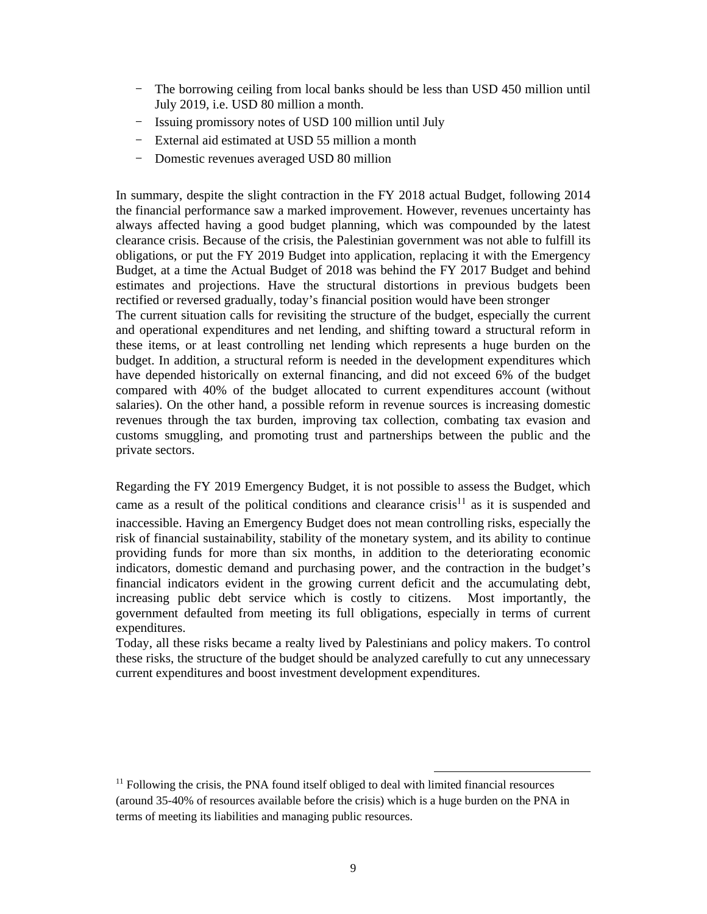- The borrowing ceiling from local banks should be less than USD 450 million until July 2019, i.e. USD 80 million a month.
- Issuing promissory notes of USD 100 million until July
- External aid estimated at USD 55 million a month
- Domestic revenues averaged USD 80 million

In summary, despite the slight contraction in the FY 2018 actual Budget, following 2014 the financial performance saw a marked improvement. However, revenues uncertainty has always affected having a good budget planning, which was compounded by the latest clearance crisis. Because of the crisis, the Palestinian government was not able to fulfill its obligations, or put the FY 2019 Budget into application, replacing it with the Emergency Budget, at a time the Actual Budget of 2018 was behind the FY 2017 Budget and behind estimates and projections. Have the structural distortions in previous budgets been rectified or reversed gradually, today's financial position would have been stronger

The current situation calls for revisiting the structure of the budget, especially the current and operational expenditures and net lending, and shifting toward a structural reform in these items, or at least controlling net lending which represents a huge burden on the budget. In addition, a structural reform is needed in the development expenditures which have depended historically on external financing, and did not exceed 6% of the budget compared with 40% of the budget allocated to current expenditures account (without salaries). On the other hand, a possible reform in revenue sources is increasing domestic revenues through the tax burden, improving tax collection, combating tax evasion and customs smuggling, and promoting trust and partnerships between the public and the private sectors.

Regarding the FY 2019 Emergency Budget, it is not possible to assess the Budget, which came as a result of the political conditions and clearance crisis[11] as it is suspended and inaccessible. Having an Emergency Budget does not mean controlling risks, especially the risk of financial sustainability, stability of the monetary system, and its ability to continue providing funds for more than six months, in addition to the deteriorating economic indicators, domestic demand and purchasing power, and the contraction in the budget's financial indicators evident in the growing current deficit and the accumulating debt, increasing public debt service which is costly to citizens. Most importantly, the government defaulted from meeting its full obligations, especially in terms of current expenditures.

Today, all these risks became a realty lived by Palestinians and policy makers. To control these risks, the structure of the budget should be analyzed carefully to cut any unnecessary current expenditures and boost investment development expenditures.

[11] Following the crisis, the PNA found itself obliged to deal with limited financial resources (around 35-40% of resources available before the crisis) which is a huge burden on the PNA in terms of meeting its liabilities and managing public resources.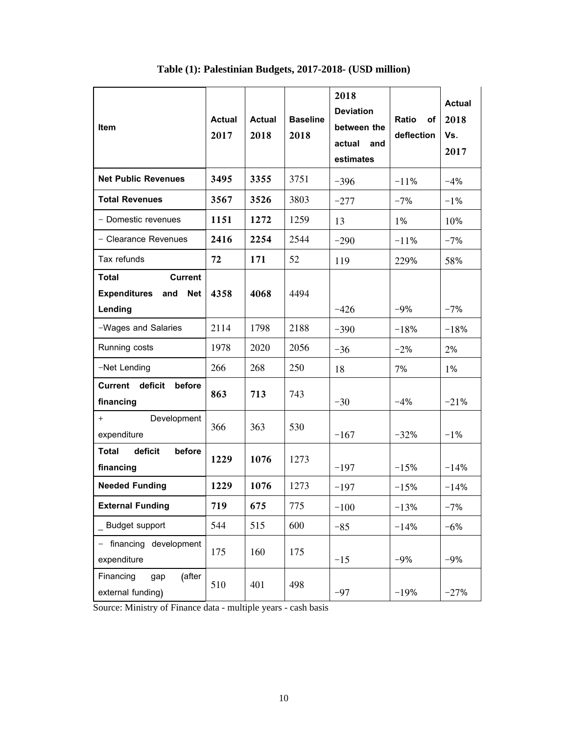**Table (1): Palestinian Budgets, 2017-2018- (USD million)**

| Item | Actual 2017 | Actual 2018 | Baseline 2018 | 2018 Deviation between the actual and estimates | Ratio of deflection | Actual 2018 Vs. 2017 |
|---|---|---|---|---|---|---|
| **Net Public Revenues** | **3495** | **3355** | 3751 | −396 | −11% | −4% |
| **Total Revenues** | **3567** | **3526** | 3803 | −277 | −7% | −1% |
| − Domestic revenues | **1151** | **1272** | 1259 | 13 | 1% | 10% |
| − Clearance Revenues | **2416** | **2254** | 2544 | −290 | −11% | −7% |
| Tax refunds | **72** | **171** | 52 | 119 | 229% | 58% |
| **Total Current Expenditures and Net Lending** | **4358** | **4068** | 4494 | −426 | −9% | −7% |
| −Wages and Salaries | 2114 | 1798 | 2188 | −390 | −18% | −18% |
| Running costs | 1978 | 2020 | 2056 | −36 | −2% | 2% |
| −Net Lending | 266 | 268 | 250 | 18 | 7% | 1% |
| **Current deficit before financing** | **863** | **713** | 743 | −30 | −4% | −21% |
| + Development expenditure | 366 | 363 | 530 | −167 | −32% | −1% |
| **Total deficit before financing** | **1229** | **1076** | 1273 | −197 | −15% | −14% |
| **Needed Funding** | **1229** | **1076** | 1273 | −197 | −15% | −14% |
| **External Funding** | **719** | **675** | 775 | −100 | −13% | −7% |
| _ Budget support | 544 | 515 | 600 | −85 | −14% | −6% |
| − financing development expenditure | 175 | 160 | 175 | −15 | −9% | −9% |
| Financing gap (after external funding) | 510 | 401 | 498 | −97 | −19% | −27% |

Source: Ministry of Finance data - multiple years - cash basis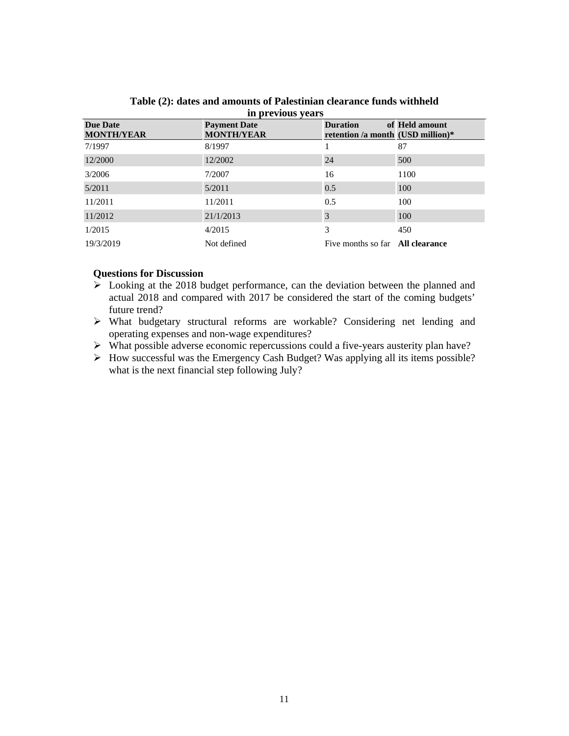**Table (2): dates and amounts of Palestinian clearance funds withheld in previous years**

| Due Date MONTH/YEAR | Payment Date MONTH/YEAR | Duration of retention /a month | Held amount (USD million)* |
|---|---|---|---|
| 7/1997 | 8/1997 | 1 | 87 |
| 12/2000 | 12/2002 | 24 | 500 |
| 3/2006 | 7/2007 | 16 | 1100 |
| 5/2011 | 5/2011 | 0.5 | 100 |
| 11/2011 | 11/2011 | 0.5 | 100 |
| 11/2012 | 21/1/2013 | 3 | 100 |
| 1/2015 | 4/2015 | 3 | 450 |
| 19/3/2019 | Not defined | Five months so far | **All clearance** |

**Questions for Discussion**

- Looking at the 2018 budget performance, can the deviation between the planned and actual 2018 and compared with 2017 be considered the start of the coming budgets' future trend?
- What budgetary structural reforms are workable? Considering net lending and operating expenses and non-wage expenditures?
- What possible adverse economic repercussions could a five-years austerity plan have?
- How successful was the Emergency Cash Budget? Was applying all its items possible? what is the next financial step following July?